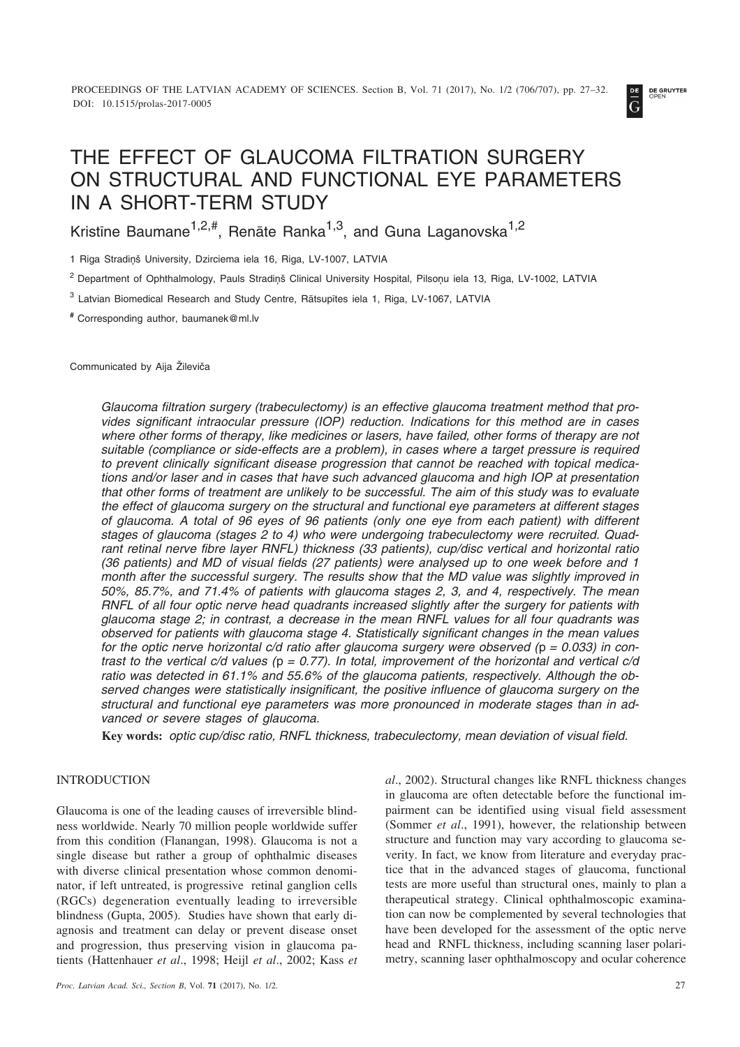# THE EFFECT OF GLAUCOMA FILTRATION SURGERY ON STRUCTURAL AND FUNCTIONAL EYE PARAMETERS IN A SHORT-TERM STUDY

Kristīne Baumane[1,2,#], Renāte Ranka[1,3], and Guna Laganovska[1,2]

1 Riga Stradiņš University, Dzirciema iela 16, Riga, LV-1007, LATVIA

[2] Department of Ophthalmology, Pauls Stradiņš Clinical University Hospital, Pilsoņu iela 13, Riga, LV-1002, LATVIA

[3] Latvian Biomedical Research and Study Centre, Rātsupītes iela 1, Riga, LV-1067, LATVIA

[#] Corresponding author, baumanek@ml.lv

Communicated by Aija Žileviča

*Glaucoma filtration surgery (trabeculectomy) is an effective glaucoma treatment method that provides significant intraocular pressure (IOP) reduction. Indications for this method are in cases where other forms of therapy, like medicines or lasers, have failed, other forms of therapy are not suitable (compliance or side-effects are a problem), in cases where a target pressure is required to prevent clinically significant disease progression that cannot be reached with topical medications and/or laser and in cases that have such advanced glaucoma and high IOP at presentation that other forms of treatment are unlikely to be successful. The aim of this study was to evaluate the effect of glaucoma surgery on the structural and functional eye parameters at different stages of glaucoma. A total of 96 eyes of 96 patients (only one eye from each patient) with different stages of glaucoma (stages 2 to 4) who were undergoing trabeculectomy were recruited. Quadrant retinal nerve fibre layer RNFL) thickness (33 patients), cup/disc vertical and horizontal ratio (36 patients) and MD of visual fields (27 patients) were analysed up to one week before and 1 month after the successful surgery. The results show that the MD value was slightly improved in 50%, 85.7%, and 71.4% of patients with glaucoma stages 2, 3, and 4, respectively. The mean RNFL of all four optic nerve head quadrants increased slightly after the surgery for patients with glaucoma stage 2; in contrast, a decrease in the mean RNFL values for all four quadrants was observed for patients with glaucoma stage 4. Statistically significant changes in the mean values for the optic nerve horizontal c/d ratio after glaucoma surgery were observed ($p = 0.033$) in contrast to the vertical c/d values ($p = 0.77$). In total, improvement of the horizontal and vertical c/d ratio was detected in 61.1% and 55.6% of the glaucoma patients, respectively. Although the observed changes were statistically insignificant, the positive influence of glaucoma surgery on the structural and functional eye parameters was more pronounced in moderate stages than in advanced or severe stages of glaucoma.*

**Key words:** *optic cup/disc ratio, RNFL thickness, trabeculectomy, mean deviation of visual field.*

## INTRODUCTION

Glaucoma is one of the leading causes of irreversible blindness worldwide. Nearly 70 million people worldwide suffer from this condition (Flanangan, 1998). Glaucoma is not a single disease but rather a group of ophthalmic diseases with diverse clinical presentation whose common denominator, if left untreated, is progressive retinal ganglion cells (RGCs) degeneration eventually leading to irreversible blindness (Gupta, 2005). Studies have shown that early diagnosis and treatment can delay or prevent disease onset and progression, thus preserving vision in glaucoma patients (Hattenhauer *et al*., 1998; Heijl *et al*., 2002; Kass *et al*., 2002). Structural changes like RNFL thickness changes in glaucoma are often detectable before the functional impairment can be identified using visual field assessment (Sommer *et al*., 1991), however, the relationship between structure and function may vary according to glaucoma severity. In fact, we know from literature and everyday practice that in the advanced stages of glaucoma, functional tests are more useful than structural ones, mainly to plan a therapeutical strategy. Clinical ophthalmoscopic examination can now be complemented by several technologies that have been developed for the assessment of the optic nerve head and RNFL thickness, including scanning laser polarimetry, scanning laser ophthalmoscopy and ocular coherence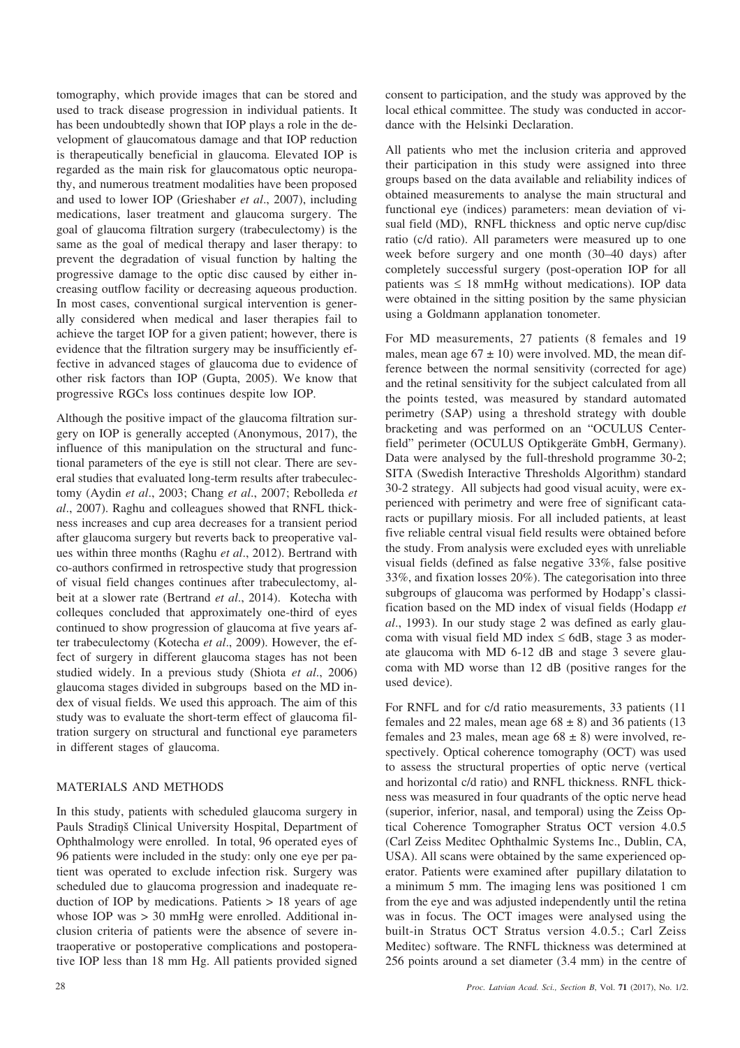tomography, which provide images that can be stored and used to track disease progression in individual patients. It has been undoubtedly shown that IOP plays a role in the development of glaucomatous damage and that IOP reduction is therapeutically beneficial in glaucoma. Elevated IOP is regarded as the main risk for glaucomatous optic neuropathy, and numerous treatment modalities have been proposed and used to lower IOP (Grieshaber *et al*., 2007), including medications, laser treatment and glaucoma surgery. The goal of glaucoma filtration surgery (trabeculectomy) is the same as the goal of medical therapy and laser therapy: to prevent the degradation of visual function by halting the progressive damage to the optic disc caused by either increasing outflow facility or decreasing aqueous production. In most cases, conventional surgical intervention is generally considered when medical and laser therapies fail to achieve the target IOP for a given patient; however, there is evidence that the filtration surgery may be insufficiently effective in advanced stages of glaucoma due to evidence of other risk factors than IOP (Gupta, 2005). We know that progressive RGCs loss continues despite low IOP.

Although the positive impact of the glaucoma filtration surgery on IOP is generally accepted (Anonymous, 2017), the influence of this manipulation on the structural and functional parameters of the eye is still not clear. There are several studies that evaluated long-term results after trabeculectomy (Aydin *et al*., 2003; Chang *et al*., 2007; Rebolleda *et al*., 2007). Raghu and colleagues showed that RNFL thickness increases and cup area decreases for a transient period after glaucoma surgery but reverts back to preoperative values within three months (Raghu *et al*., 2012). Bertrand with co-authors confirmed in retrospective study that progression of visual field changes continues after trabeculectomy, albeit at a slower rate (Bertrand *et al*., 2014). Kotecha with continues concluded that approximately one-third of eyes continued to show progression of glaucoma at five years after trabeculectomy (Kotecha *et al*., 2009). However, the effect of surgery in different glaucoma stages has not been studied widely. In a previous study (Shiota *et al*., 2006) glaucoma stages divided in subgroups based on the MD index of visual fields. We used this approach. The aim of this study was to evaluate the short-term effect of glaucoma filtration surgery on structural and functional eye parameters in different stages of glaucoma.

## MATERIALS AND METHODS

In this study, patients with scheduled glaucoma surgery in Pauls Stradiņš Clinical University Hospital, Department of Ophthalmology were enrolled. In total, 96 operated eyes of 96 patients were included in the study: only one eye per patient was operated to exclude infection risk. Surgery was scheduled due to glaucoma progression and inadequate reduction of IOP by medications. Patients > 18 years of age whose IOP was > 30 mmHg were enrolled. Additional inclusion criteria of patients were the absence of severe intraoperative or postoperative complications and postoperative IOP less than 18 mm Hg. All patients provided signed consent to participation, and the study was approved by the local ethical committee. The study was conducted in accordance with the Helsinki Declaration.

All patients who met the inclusion criteria and approved their participation in this study were assigned into three groups based on the data available and reliability indices of obtained measurements to analyse the main structural and functional eye (indices) parameters: mean deviation of visual field (MD), RNFL thickness and optic nerve cup/disc ratio (c/d ratio). All parameters were measured up to one week before surgery and one month (30–40 days) after completely successful surgery (post-operation IOP for all patients was ≤ 18 mmHg without medications). IOP data were obtained in the sitting position by the same physician using a Goldmann applanation tonometer.

For MD measurements, 27 patients (8 females and 19 males, mean age 67 ± 10) were involved. MD, the mean difference between the normal sensitivity (corrected for age) and the retinal sensitivity for the subject calculated from all the points tested, was measured by standard automated perimetry (SAP) using a threshold strategy with double bracketing and was performed on an "OCULUS Centerfield" perimeter (OCULUS Optikgeräte GmbH, Germany). Data were analysed by the full-threshold programme 30-2; SITA (Swedish Interactive Thresholds Algorithm) standard 30-2 strategy. All subjects had good visual acuity, were experienced with perimetry and were free of significant cataracts or pupillary miosis. For all included patients, at least five reliable central visual field results were obtained before the study. From analysis were excluded eyes with unreliable visual fields (defined as false negative 33%, false positive 33%, and fixation losses 20%). The categorisation into three subgroups of glaucoma was performed by Hodapp's classification based on the MD index of visual fields (Hodapp *et al*., 1993). In our study stage 2 was defined as early glaucoma with visual field MD index ≤ 6dB, stage 3 as moderate glaucoma with MD 6-12 dB and stage 3 severe glaucoma with MD worse than 12 dB (positive ranges for the used device).

For RNFL and for c/d ratio measurements, 33 patients (11 females and 22 males, mean age 68 ± 8) and 36 patients (13 females and 23 males, mean age 68 ± 8) were involved, respectively. Optical coherence tomography (OCT) was used to assess the structural properties of optic nerve (vertical and horizontal c/d ratio) and RNFL thickness. RNFL thickness was measured in four quadrants of the optic nerve head (superior, inferior, nasal, and temporal) using the Zeiss Optical Coherence Tomographer Stratus OCT version 4.0.5 (Carl Zeiss Meditec Ophthalmic Systems Inc., Dublin, CA, USA). All scans were obtained by the same experienced operator. Patients were examined after pupillary dilatation to a minimum 5 mm. The imaging lens was positioned 1 cm from the eye and was adjusted independently until the retina was in focus. The OCT images were analysed using the built-in Stratus OCT Stratus version 4.0.5.; Carl Zeiss Meditec) software. The RNFL thickness was determined at 256 points around a set diameter (3.4 mm) in the centre of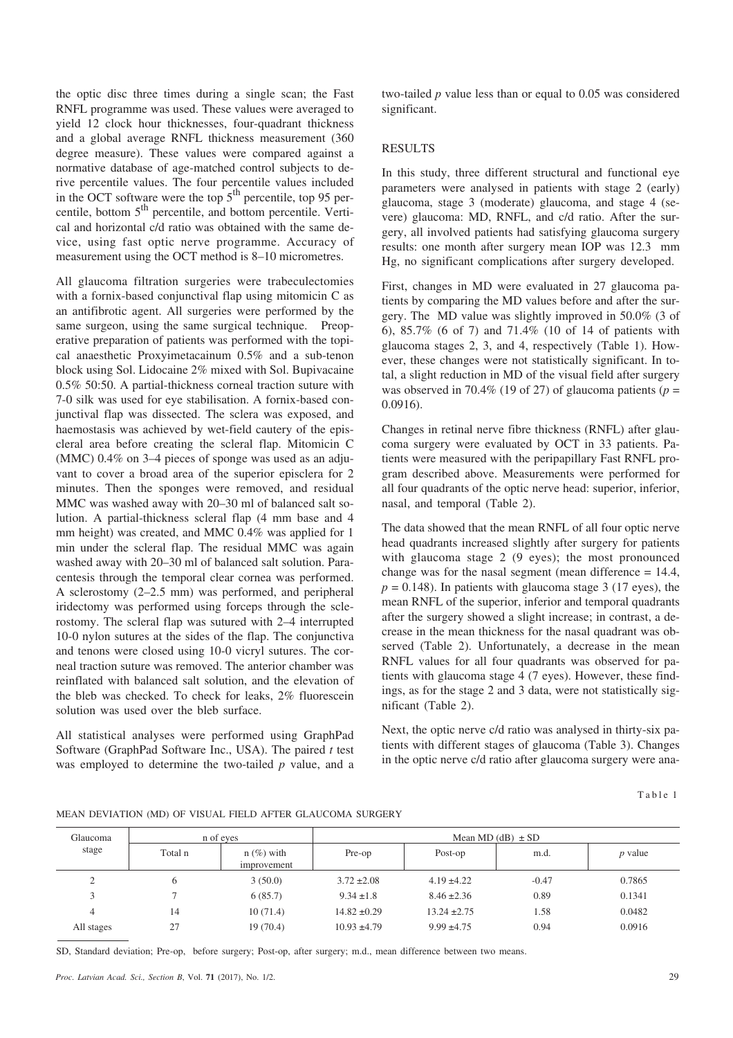the optic disc three times during a single scan; the Fast RNFL programme was used. These values were averaged to yield 12 clock hour thicknesses, four-quadrant thickness and a global average RNFL thickness measurement (360 degree measure). These values were compared against a normative database of age-matched control subjects to derive percentile values. The four percentile values included in the OCT software were the top 5$^{th}$ percentile, top 95 percentile, bottom 5$^{th}$ percentile, and bottom percentile. Vertical and horizontal c/d ratio was obtained with the same device, using fast optic nerve programme. Accuracy of measurement using the OCT method is 8–10 micrometres.

All glaucoma filtration surgeries were trabeculectomies with a fornix-based conjunctival flap using mitomicin C as an antifibrotic agent. All surgeries were performed by the same surgeon, using the same surgical technique. Preoperative preparation of patients was performed with the topical anaesthetic Proxyimetacainum 0.5% and a sub-tenon block using Sol. Lidocaine 2% mixed with Sol. Bupivacaine 0.5% 50:50. A partial-thickness corneal traction suture with 7-0 silk was used for eye stabilisation. A fornix-based conjunctival flap was dissected. The sclera was exposed, and haemostasis was achieved by wet-field cautery of the episcleral area before creating the scleral flap. Mitomicin C (MMC) 0.4% on 3–4 pieces of sponge was used as an adjuvant to cover a broad area of the superior episclera for 2 minutes. Then the sponges were removed, and residual MMC was washed away with 20–30 ml of balanced salt solution. A partial-thickness scleral flap (4 mm base and 4 mm height) was created, and MMC 0.4% was applied for 1 min under the scleral flap. The residual MMC was again washed away with 20–30 ml of balanced salt solution. Paracentesis through the temporal clear cornea was performed. A sclerostomy (2–2.5 mm) was performed, and peripheral iridectomy was performed using forceps through the sclerostomy. The scleral flap was sutured with 2–4 interrupted 10-0 nylon sutures at the sides of the flap. The conjunctiva and tenons were closed using 10-0 vicryl sutures. The corneal traction suture was removed. The anterior chamber was reinflated with balanced salt solution, and the elevation of the bleb was checked. To check for leaks, 2% fluorescein solution was used over the bleb surface.

All statistical analyses were performed using GraphPad Software (GraphPad Software Inc., USA). The paired *t* test was employed to determine the two-tailed *p* value, and a two-tailed *p* value less than or equal to 0.05 was considered significant.

## RESULTS

In this study, three different structural and functional eye parameters were analysed in patients with stage 2 (early) glaucoma, stage 3 (moderate) glaucoma, and stage 4 (severe) glaucoma: MD, RNFL, and c/d ratio. After the surgery, all involved patients had satisfying glaucoma surgery results: one month after surgery mean IOP was 12.3 mm Hg, no significant complications after surgery developed.

First, changes in MD were evaluated in 27 glaucoma patients by comparing the MD values before and after the surgery. The MD value was slightly improved in 50.0% (3 of 6), 85.7% (6 of 7) and 71.4% (10 of 14 of patients with glaucoma stages 2, 3, and 4, respectively (Table 1). However, these changes were not statistically significant. In total, a slight reduction in MD of the visual field after surgery was observed in 70.4% (19 of 27) of glaucoma patients ($p$ = 0.0916).

Changes in retinal nerve fibre thickness (RNFL) after glaucoma surgery were evaluated by OCT in 33 patients. Patients were measured with the peripapillary Fast RNFL program described above. Measurements were performed for all four quadrants of the optic nerve head: superior, inferior, nasal, and temporal (Table 2).

The data showed that the mean RNFL of all four optic nerve head quadrants increased slightly after surgery for patients with glaucoma stage 2 (9 eyes); the most pronounced change was for the nasal segment (mean difference = 14.4, $p$ = 0.148). In patients with glaucoma stage 3 (17 eyes), the mean RNFL of the superior, inferior and temporal quadrants after the surgery showed a slight increase; in contrast, a decrease in the mean thickness for the nasal quadrant was observed (Table 2). Unfortunately, a decrease in the mean RNFL values for all four quadrants was observed for patients with glaucoma stage 4 (7 eyes). However, these findings, as for the stage 2 and 3 data, were not statistically significant (Table 2).

Next, the optic nerve c/d ratio was analysed in thirty-six patients with different stages of glaucoma (Table 3). Changes in the optic nerve c/d ratio after glaucoma surgery were ana-

Table 1

MEAN DEVIATION (MD) OF VISUAL FIELD AFTER GLAUCOMA SURGERY

| Glaucoma stage | n of eyes | | Mean MD (dB) ± SD | | | |
|---|---|---|---|---|---|---|
| | Total n | n (%) with improvement | Pre-op | Post-op | m.d. | *p* value |
| 2 | 6 | 3 (50.0) | 3.72 ±2.08 | 4.19 ±4.22 | -0.47 | 0.7865 |
| 3 | 7 | 6 (85.7) | 9.34 ±1.8 | 8.46 ±2.36 | 0.89 | 0.1341 |
| 4 | 14 | 10 (71.4) | 14.82 ±0.29 | 13.24 ±2.75 | 1.58 | 0.0482 |
| All stages | 27 | 19 (70.4) | 10.93 ±4.79 | 9.99 ±4.75 | 0.94 | 0.0916 |

SD, Standard deviation; Pre-op, before surgery; Post-op, after surgery; m.d., mean difference between two means.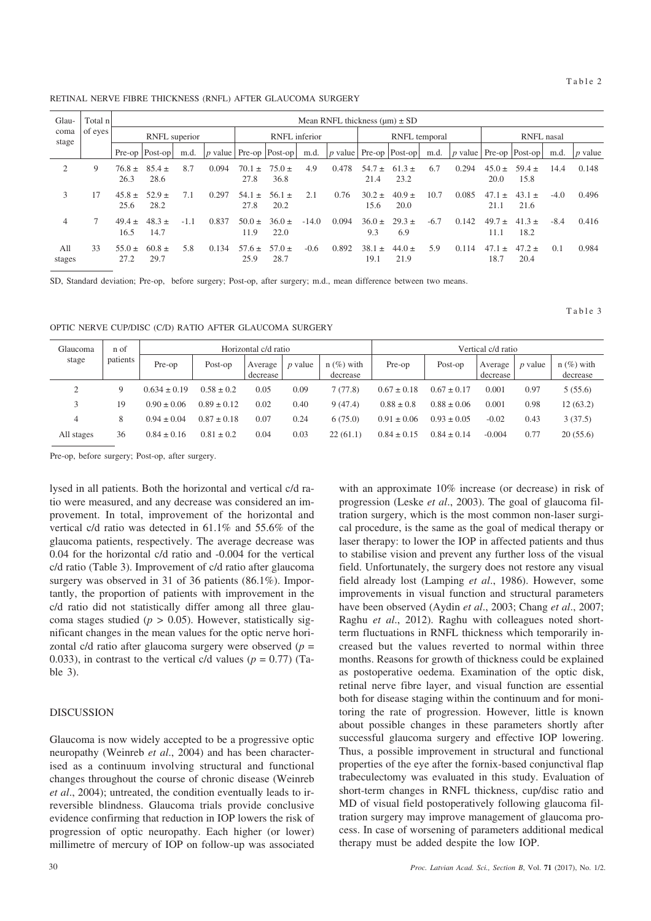Table 2

RETINAL NERVE FIBRE THICKNESS (RNFL) AFTER GLAUCOMA SURGERY

| Glaucoma stage | Total n of eyes | Mean RNFL thickness (μm) ± SD | | | | | | | | | | | | | | | |
|---|---|---|---|---|---|---|---|---|---|---|---|---|---|---|---|---|---|
| | | RNFL superior | | | | RNFL inferior | | | | RNFL temporal | | | | RNFL nasal | | | |
| | | Pre-op | Post-op | m.d. | *p* value | Pre-op | Post-op | m.d. | *p* value | Pre-op | Post-op | m.d. | *p* value | Pre-op | Post-op | m.d. | *p* value |
| 2 | 9 | 76.8 ± 26.3 | 85.4 ± 28.6 | 8.7 | 0.094 | 70.1 ± 27.8 | 75.0 ± 36.8 | 4.9 | 0.478 | 54.7 ± 21.4 | 61.3 ± 23.2 | 6.7 | 0.294 | 45.0 ± 20.0 | 59.4 ± 15.8 | 14.4 | 0.148 |
| 3 | 17 | 45.8 ± 25.6 | 52.9 ± 28.2 | 7.1 | 0.297 | 54.1 ± 27.8 | 56.1 ± 20.2 | 2.1 | 0.76 | 30.2 ± 15.6 | 40.9 ± 20.0 | 10.7 | 0.085 | 47.1 ± 21.1 | 43.1 ± 21.6 | -4.0 | 0.496 |
| 4 | 7 | 49.4 ± 16.5 | 48.3 ± 14.7 | -1.1 | 0.837 | 50.0 ± 11.9 | 36.0 ± 22.0 | -14.0 | 0.094 | 36.0 ± 9.3 | 29.3 ± 6.9 | -6.7 | 0.142 | 49.7 ± 11.1 | 41.3 ± 18.2 | -8.4 | 0.416 |
| All stages | 33 | 55.0 ± 27.2 | 60.8 ± 29.7 | 5.8 | 0.134 | 57.6 ± 25.9 | 57.0 ± 28.7 | -0.6 | 0.892 | 38.1 ± 19.1 | 44.0 ± 21.9 | 5.9 | 0.114 | 47.1 ± 18.7 | 47.2 ± 20.4 | 0.1 | 0.984 |

SD, Standard deviation; Pre-op, before surgery; Post-op, after surgery; m.d., mean difference between two means.

Table 3

OPTIC NERVE CUP/DISC (C/D) RATIO AFTER GLAUCOMA SURGERY

| Glaucoma stage | n of patients | Horizontal c/d ratio | | | | | Vertical c/d ratio | | | | |
|---|---|---|---|---|---|---|---|---|---|---|---|
| | | Pre-op | Post-op | Average decrease | *p* value | n (%) with decrease | Pre-op | Post-op | Average decrease | *p* value | n (%) with decrease |
| 2 | 9 | 0.634 ± 0.19 | 0.58 ± 0.2 | 0.05 | 0.09 | 7 (77.8) | 0.67 ± 0.18 | 0.67 ± 0.17 | 0.001 | 0.97 | 5 (55.6) |
| 3 | 19 | 0.90 ± 0.06 | 0.89 ± 0.12 | 0.02 | 0.40 | 9 (47.4) | 0.88 ± 0.8 | 0.88 ± 0.06 | 0.001 | 0.98 | 12 (63.2) |
| 4 | 8 | 0.94 ± 0.04 | 0.87 ± 0.18 | 0.07 | 0.24 | 6 (75.0) | 0.91 ± 0.06 | 0.93 ± 0.05 | -0.02 | 0.43 | 3 (37.5) |
| All stages | 36 | 0.84 ± 0.16 | 0.81 ± 0.2 | 0.04 | 0.03 | 22 (61.1) | 0.84 ± 0.15 | 0.84 ± 0.14 | -0.004 | 0.77 | 20 (55.6) |

Pre-op, before surgery; Post-op, after surgery.

lysed in all patients. Both the horizontal and vertical c/d ratio were measured, and any decrease was considered an improvement. In total, improvement of the horizontal and vertical c/d ratio was detected in 61.1% and 55.6% of the glaucoma patients, respectively. The average decrease was 0.04 for the horizontal c/d ratio and -0.004 for the vertical c/d ratio (Table 3). Improvement of c/d ratio after glaucoma surgery was observed in 31 of 36 patients (86.1%). Importantly, the proportion of patients with improvement in the c/d ratio did not statistically differ among all three glaucoma stages studied ($p > 0.05$). However, statistically significant changes in the mean values for the optic nerve horizontal c/d ratio after glaucoma surgery were observed ($p = 0.033$), in contrast to the vertical c/d values ($p = 0.77$) (Table 3).

## DISCUSSION

Glaucoma is now widely accepted to be a progressive optic neuropathy (Weinreb *et al*., 2004) and has been characterised as a continuum involving structural and functional changes throughout the course of chronic disease (Weinreb *et al*., 2004); untreated, the condition eventually leads to irreversible blindness. Glaucoma trials provide conclusive evidence confirming that reduction in IOP lowers the risk of progression of optic neuropathy. Each higher (or lower) millimetre of mercury of IOP on follow-up was associated with an approximate 10% increase (or decrease) in risk of progression (Leske *et al*., 2003). The goal of glaucoma filtration surgery, which is the most common non-laser surgical procedure, is the same as the goal of medical therapy or laser therapy: to lower the IOP in affected patients and thus to stabilise vision and prevent any further loss of the visual field. Unfortunately, the surgery does not restore any visual field already lost (Lamping *et al*., 1986). However, some improvements in visual function and structural parameters have been observed (Aydin *et al*., 2003; Chang *et al*., 2007; Raghu *et al*., 2012). Raghu with colleagues noted short-term fluctuations in RNFL thickness which temporarily increased but the values reverted to normal within three months. Reasons for growth of thickness could be explained as postoperative oedema. Examination of the optic disk, retinal nerve fibre layer, and visual function are essential both for disease staging within the continuum and for monitoring the rate of progression. However, little is known about possible changes in these parameters shortly after successful glaucoma surgery and effective IOP lowering. Thus, a possible improvement in structural and functional properties of the eye after the fornix-based conjunctival flap trabeculectomy was evaluated in this study. Evaluation of short-term changes in RNFL thickness, cup/disc ratio and MD of visual field postoperatively following glaucoma filtration surgery may improve management of glaucoma process. In case of worsening of parameters additional medical therapy must be added despite the low IOP.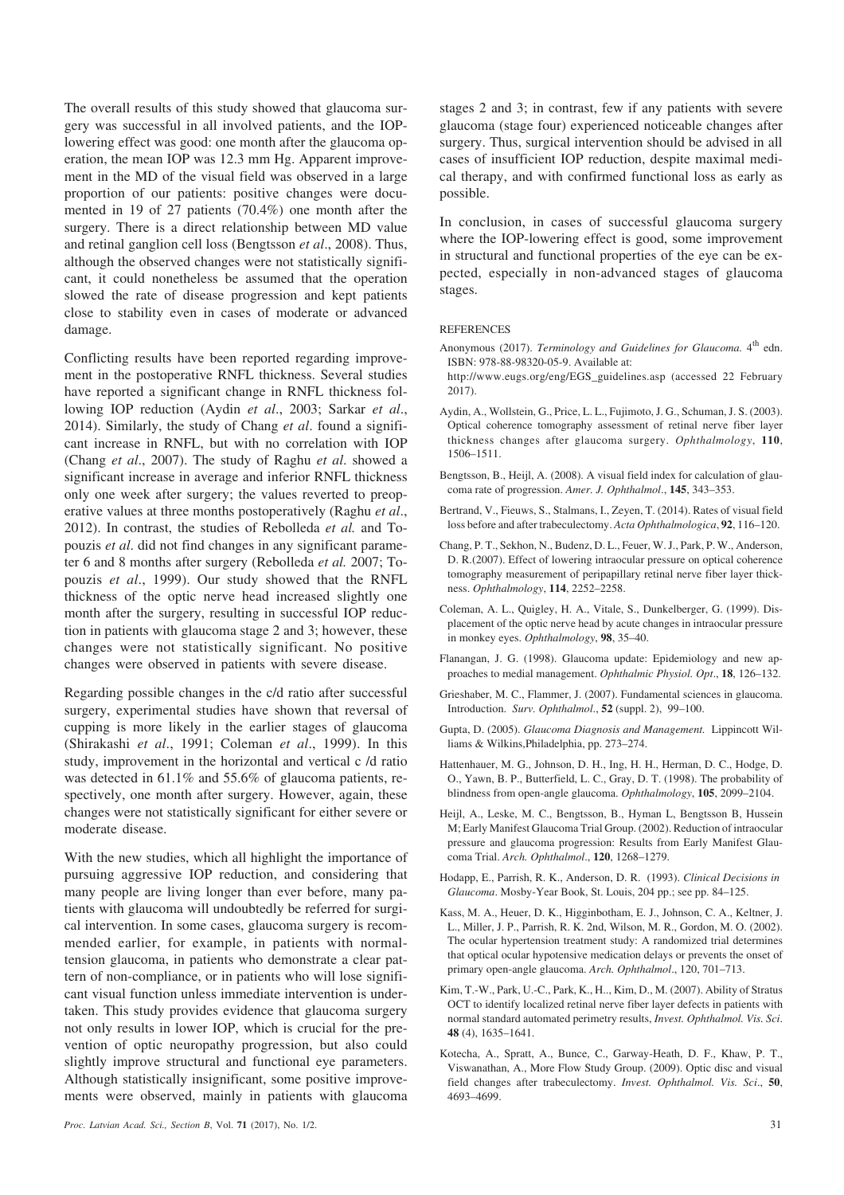The overall results of this study showed that glaucoma surgery was successful in all involved patients, and the IOP-lowering effect was good: one month after the glaucoma operation, the mean IOP was 12.3 mm Hg. Apparent improvement in the MD of the visual field was observed in a large proportion of our patients: positive changes were documented in 19 of 27 patients (70.4%) one month after the surgery. There is a direct relationship between MD value and retinal ganglion cell loss (Bengtsson *et al*., 2008). Thus, although the observed changes were not statistically significant, it could nonetheless be assumed that the operation slowed the rate of disease progression and kept patients close to stability even in cases of moderate or advanced damage.

Conflicting results have been reported regarding improvement in the postoperative RNFL thickness. Several studies have reported a significant change in RNFL thickness following IOP reduction (Aydin *et al*., 2003; Sarkar *et al*., 2014). Similarly, the study of Chang *et al*. found a significant increase in RNFL, but with no correlation with IOP (Chang *et al*., 2007). The study of Raghu *et al*. showed a significant increase in average and inferior RNFL thickness only one week after surgery; the values reverted to preoperative values at three months postoperatively (Raghu *et al*., 2012). In contrast, the studies of Rebolleda *et al.* and Topouzis *et al*. did not find changes in any significant parameter 6 and 8 months after surgery (Rebolleda *et al.* 2007; Topouzis *et al*., 1999). Our study showed that the RNFL thickness of the optic nerve head increased slightly one month after the surgery, resulting in successful IOP reduction in patients with glaucoma stage 2 and 3; however, these changes were not statistically significant. No positive changes were observed in patients with severe disease.

Regarding possible changes in the c/d ratio after successful surgery, experimental studies have shown that reversal of cupping is more likely in the earlier stages of glaucoma (Shirakashi *et al*., 1991; Coleman *et al*., 1999). In this study, improvement in the horizontal and vertical c /d ratio was detected in 61.1% and 55.6% of glaucoma patients, respectively, one month after surgery. However, again, these changes were not statistically significant for either severe or moderate disease.

With the new studies, which all highlight the importance of pursuing aggressive IOP reduction, and considering that many people are living longer than ever before, many patients with glaucoma will undoubtedly be referred for surgical intervention. In some cases, glaucoma surgery is recommended earlier, for example, in patients with normal-tension glaucoma, in patients who demonstrate a clear pattern of non-compliance, or in patients who will lose significant visual function unless immediate intervention is undertaken. This study provides evidence that glaucoma surgery not only results in lower IOP, which is crucial for the prevention of optic neuropathy progression, but also could slightly improve structural and functional eye parameters. Although statistically insignificant, some positive improvements were observed, mainly in patients with glaucoma stages 2 and 3; in contrast, few if any patients with severe glaucoma (stage four) experienced noticeable changes after surgery. Thus, surgical intervention should be advised in all cases of insufficient IOP reduction, despite maximal medical therapy, and with confirmed functional loss as early as possible.

In conclusion, in cases of successful glaucoma surgery where the IOP-lowering effect is good, some improvement in structural and functional properties of the eye can be expected, especially in non-advanced stages of glaucoma stages.

## REFERENCES

Anonymous (2017). *Terminology and Guidelines for Glaucoma.* 4th edn. ISBN: 978-88-98320-05-9. Available at: http://www.eugs.org/eng/EGS_guidelines.asp (accessed 22 February 2017).

Aydin, A., Wollstein, G., Price, L. L., Fujimoto, J. G., Schuman, J. S. (2003). Optical coherence tomography assessment of retinal nerve fiber layer thickness changes after glaucoma surgery. *Ophthalmology*, **110**, 1506–1511.

Bengtsson, B., Heijl, A. (2008). A visual field index for calculation of glaucoma rate of progression. *Amer. J. Ophthalmol*., **145**, 343–353.

Bertrand, V., Fieuws, S., Stalmans, I., Zeyen, T. (2014). Rates of visual field loss before and after trabeculectomy. *Acta Ophthalmologica*, **92**, 116–120.

Chang, P. T., Sekhon, N., Budenz, D. L., Feuer, W. J., Park, P. W., Anderson, D. R.(2007). Effect of lowering intraocular pressure on optical coherence tomography measurement of peripapillary retinal nerve fiber layer thickness. *Ophthalmology*, **114**, 2252–2258.

Coleman, A. L., Quigley, H. A., Vitale, S., Dunkelberger, G. (1999). Displacement of the optic nerve head by acute changes in intraocular pressure in monkey eyes. *Ophthalmology*, **98**, 35–40.

Flanangan, J. G. (1998). Glaucoma update: Epidemiology and new approaches to medial management. *Ophthalmic Physiol. Opt*., **18**, 126–132.

Grieshaber, M. C., Flammer, J. (2007). Fundamental sciences in glaucoma. Introduction. *Surv. Ophthalmol*., **52** (suppl. 2), 99–100.

Gupta, D. (2005). *Glaucoma Diagnosis and Management.* Lippincott Williams & Wilkins,Philadelphia, pp. 273–274.

Hattenhauer, M. G., Johnson, D. H., Ing, H. H., Herman, D. C., Hodge, D. O., Yawn, B. P., Butterfield, L. C., Gray, D. T. (1998). The probability of blindness from open-angle glaucoma. *Ophthalmology*, **105**, 2099–2104.

Heijl, A., Leske, M. C., Bengtsson, B., Hyman L, Bengtsson B, Hussein M; Early Manifest Glaucoma Trial Group. (2002). Reduction of intraocular pressure and glaucoma progression: Results from Early Manifest Glaucoma Trial. *Arch. Ophthalmol*., **120**, 1268–1279.

Hodapp, E., Parrish, R. K., Anderson, D. R. (1993). *Clinical Decisions in Glaucoma*. Mosby-Year Book, St. Louis, 204 pp.; see pp. 84–125.

Kass, M. A., Heuer, D. K., Higginbotham, E. J., Johnson, C. A., Keltner, J. L., Miller, J. P., Parrish, R. K. 2nd, Wilson, M. R., Gordon, M. O. (2002). The ocular hypertension treatment study: A randomized trial determines that optical ocular hypotensive medication delays or prevents the onset of primary open-angle glaucoma. *Arch. Ophthalmol*., 120, 701–713.

Kim, T.-W., Park, U.-C., Park, K., H.., Kim, D., M. (2007). Ability of Stratus OCT to identify localized retinal nerve fiber layer defects in patients with normal standard automated perimetry results, *Invest. Ophthalmol. Vis. Sci*. **48** (4), 1635–1641.

Kotecha, A., Spratt, A., Bunce, C., Garway-Heath, D. F., Khaw, P. T., Viswanathan, A., More Flow Study Group. (2009). Optic disc and visual field changes after trabeculectomy. *Invest. Ophthalmol. Vis. Sci*., **50**, 4693–4699.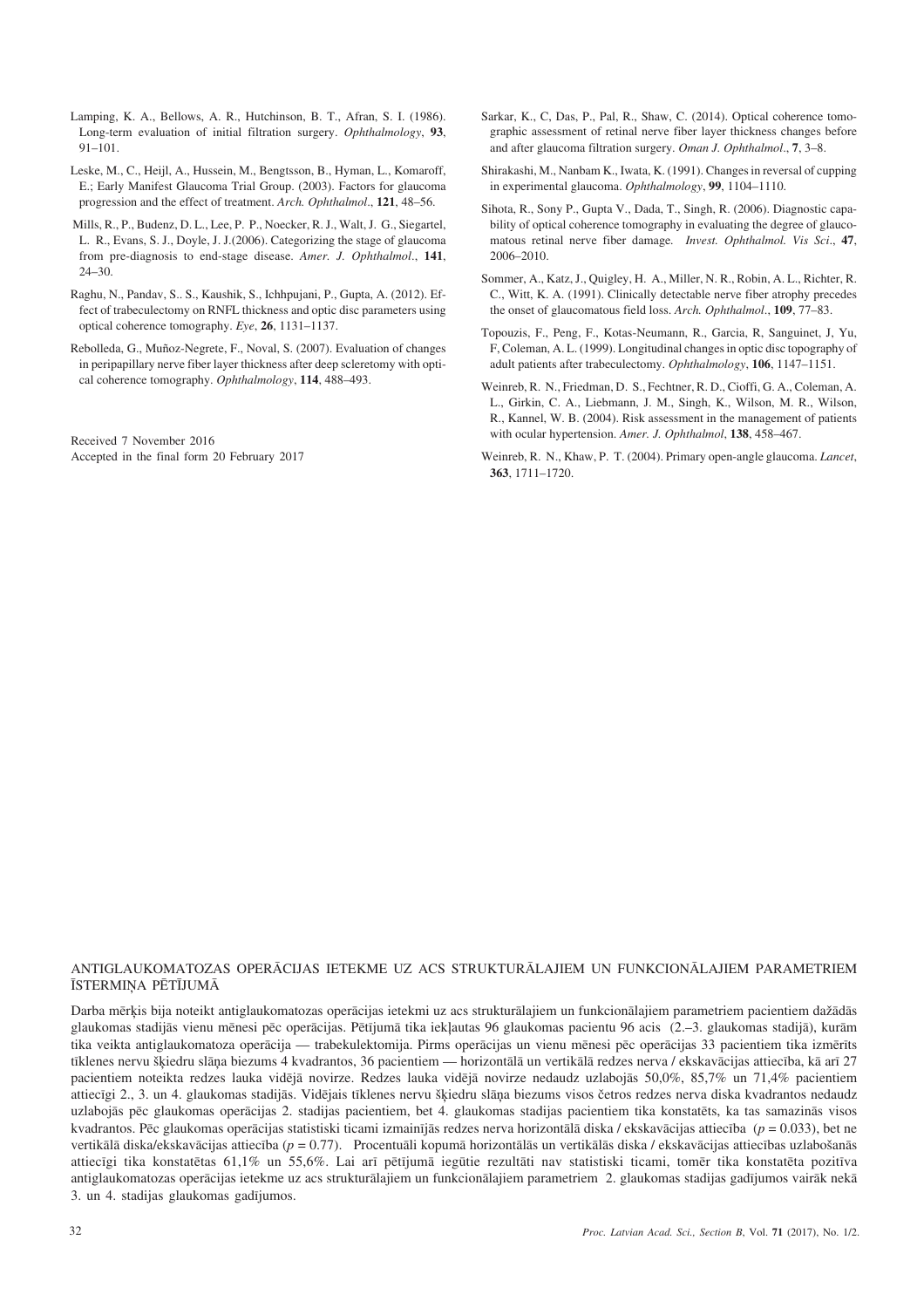Lamping, K. A., Bellows, A. R., Hutchinson, B. T., Afran, S. I. (1986). Long-term evaluation of initial filtration surgery. *Ophthalmology*, **93**, 91–101.

Leske, M., C., Heijl, A., Hussein, M., Bengtsson, B., Hyman, L., Komaroff, E.; Early Manifest Glaucoma Trial Group. (2003). Factors for glaucoma progression and the effect of treatment. *Arch. Ophthalmol*., **121**, 48–56.

Mills, R., P., Budenz, D. L., Lee, P. P., Noecker, R. J., Walt, J. G., Siegartel, L. R., Evans, S. J., Doyle, J. J.(2006). Categorizing the stage of glaucoma from pre-diagnosis to end-stage disease. *Amer. J. Ophthalmol*., **141**, 24–30.

Raghu, N., Pandav, S.. S., Kaushik, S., Ichhpujani, P., Gupta, A. (2012). Effect of trabeculectomy on RNFL thickness and optic disc parameters using optical coherence tomography. *Eye*, **26**, 1131–1137.

Rebolleda, G., Muñoz-Negrete, F., Noval, S. (2007). Evaluation of changes in peripapillary nerve fiber layer thickness after deep scleretomy with optical coherence tomography. *Ophthalmology*, **114**, 488–493.

Sarkar, K., C, Das, P., Pal, R., Shaw, C. (2014). Optical coherence tomographic assessment of retinal nerve fiber layer thickness changes before and after glaucoma filtration surgery. *Oman J. Ophthalmol*., **7**, 3–8.

Shirakashi, M., Nanbam K., Iwata, K. (1991). Changes in reversal of cupping in experimental glaucoma. *Ophthalmology*, **99**, 1104–1110.

Sihota, R., Sony P., Gupta V., Dada, T., Singh, R. (2006). Diagnostic capability of optical coherence tomography in evaluating the degree of glaucomatous retinal nerve fiber damage. *Invest. Ophthalmol. Vis Sci*., **47**, 2006–2010.

Sommer, A., Katz, J., Quigley, H. A., Miller, N. R., Robin, A. L., Richter, R. C., Witt, K. A. (1991). Clinically detectable nerve fiber atrophy precedes the onset of glaucomatous field loss. *Arch. Ophthalmol*., **109**, 77–83.

Topouzis, F., Peng, F., Kotas-Neumann, R., Garcia, R, Sanguinet, J, Yu, F, Coleman, A. L. (1999). Longitudinal changes in optic disc topography of adult patients after trabeculectomy. *Ophthalmology*, **106**, 1147–1151.

Weinreb, R. N., Friedman, D. S., Fechtner, R. D., Cioffi, G. A., Coleman, A. L., Girkin, C. A., Liebmann, J. M., Singh, K., Wilson, M. R., Wilson, R., Kannel, W. B. (2004). Risk assessment in the management of patients with ocular hypertension. *Amer. J. Ophthalmol*, **138**, 458–467.

Weinreb, R. N., Khaw, P. T. (2004). Primary open-angle glaucoma. *Lancet*, **363**, 1711–1720.

Received 7 November 2016
Accepted in the final form 20 February 2017

## ANTIGLAUKOMATOZAS OPERĀCIJAS IETEKME UZ ACS STRUKTURĀLAJIEM UN FUNKCIONĀLAJIEM PARAMETRIEM ĪSTERMIŅA PĒTĪJUMĀ

Darba mērķis bija noteikt antiglaukomatozas operācijas ietekmi uz acs strukturālajiem un funkcionālajiem parametriem pacientiem dažādās glaukomas stadijās vienu mēnesi pēc operācijas. Pētījumā tika iekļautas 96 glaukomas pacientu 96 acis (2.–3. glaukomas stadijā), kurām tika veikta antiglaukomatoza operācija — trabekulektomija. Pirms operācijas un vienu mēnesi pēc operācijas 33 pacientiem tika izmērīts tīklenes nervu šķiedru slāņa biezums 4 kvadrantos, 36 pacientiem — horizontālā un vertikālā redzes nerva / ekskavācijas attiecība, kā arī 27 pacientiem noteikta redzes lauka vidējā novirze. Redzes lauka vidējā novirze nedaudz uzlabojās 50,0%, 85,7% un 71,4% pacientiem attiecīgi 2., 3. un 4. glaukomas stadijās. Vidējais tīklenes nervu šķiedru slāņa biezums visos četros redzes nerva diska kvadrantos nedaudz uzlabojās pēc glaukomas operācijas 2. stadijas pacientiem, bet 4. glaukomas stadijas pacientiem tika konstatēts, ka tas samazinās visos kvadrantos. Pēc glaukomas operācijas statistiski ticami izmainījās redzes nerva horizontālā diska / ekskavācijas attiecība ($p = 0.033$), bet ne vertikālā diska/ekskavācijas attiecība ($p = 0.77$). Procentuāli kopumā horizontālās un vertikālās diska / ekskavācijas attiecības uzlabošanās attiecīgi tika konstatētas 61,1% un 55,6%. Lai arī pētījumā iegūtie rezultāti nav statistiski ticami, tomēr tika konstatēta pozitīva antiglaukomatozas operācijas ietekme uz acs strukturālajiem un funkcionālajiem parametriem 2. glaukomas stadijas gadījumos vairāk nekā 3. un 4. stadijas glaukomas gadījumos.